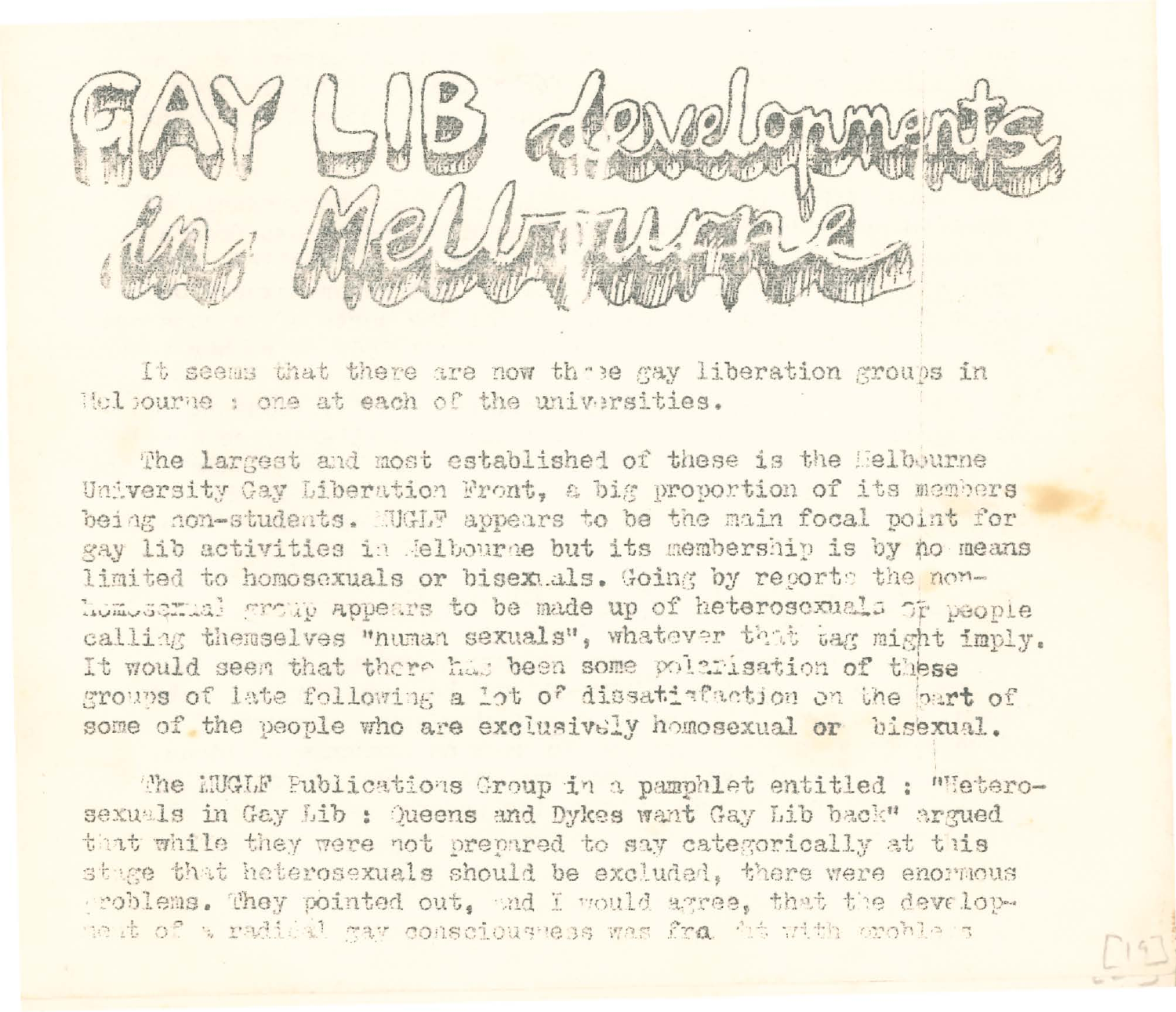# GAY LIB developments in Melbourne

It seems that there are now three gay liberation groups in Melbourne : one at each of the universities.

The largest and most established of these is the Melbourne University Gay Liberation Front, a big proportion of its members being non-students. MUGLF appears to be the main focal point for gay lib activities in Melbourne but its membership is by no means limited to homosexuals or bisexuals. Going by reports the non-homosexual group appears to be made up of heterosexuals or people calling themselves "human sexuals", whatever that tag might imply. It would seem that there has been some polarisation of these groups of late following a lot of dissatisfaction on the part of some of the people who are exclusively homosexual or bisexual.

The MUGLF Publications Group in a pamphlet entitled : "Heterosexuals in Gay Lib : Queens and Dykes want Gay Lib back" argued that while they were not prepared to say categorically at this stage that heterosexuals should be excluded, there were enormous problems. They pointed out, and I would agree, that the development of a radical gay consciousness was fraught with problems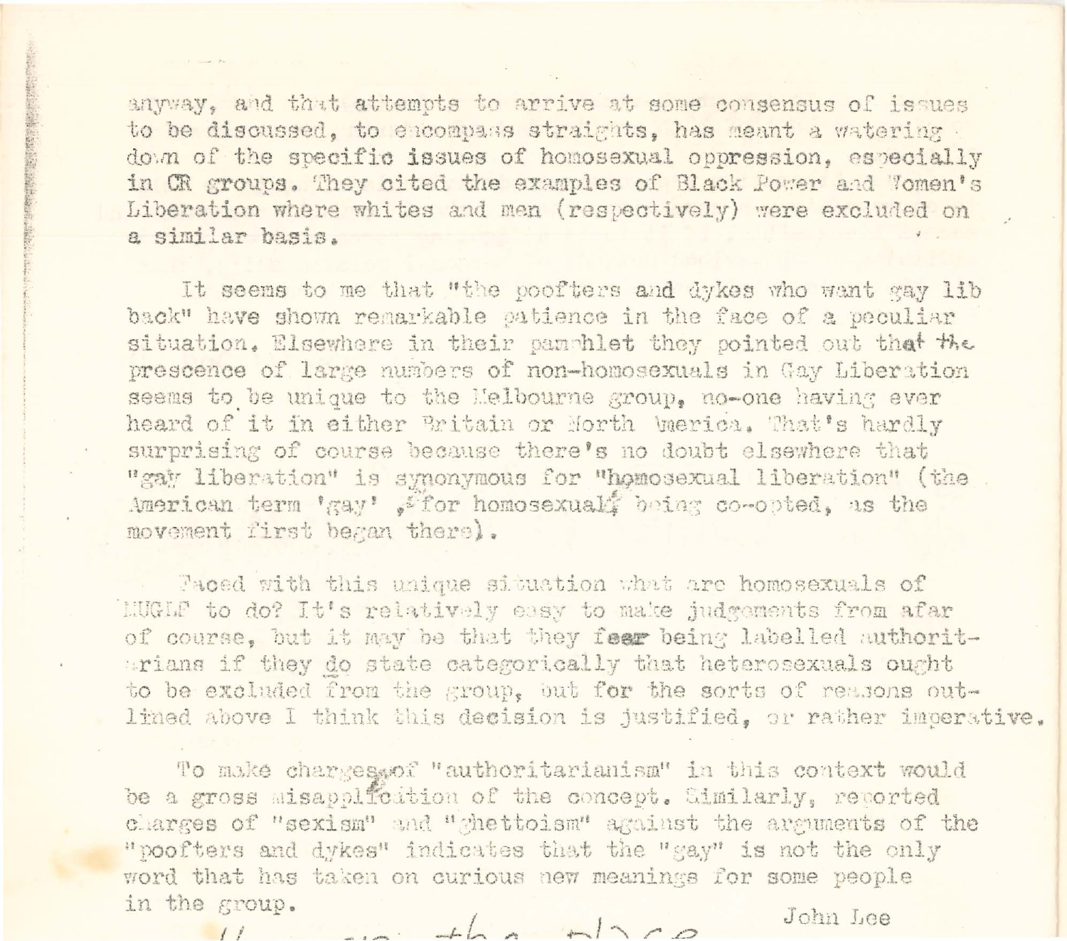anyway, and that attempts to arrive at some consensus of issues to be discussed, to encompass straights, has meant a watering down of the specific issues of homosexual oppression, especially in CR groups. They cited the examples of Black Power and Women's Liberation where whites and men (respectively) were excluded on a similar basis.

It seems to me that "the poofters and dykes who want gay lib back" have shown remarkable patience in the face of a peculiar situation. Elsewhere in their pamphlet they pointed out that the prescence of large numbers of non-homosexuals in Gay Liberation seems to be unique to the Melbourne group, no-one having ever heard of it in either Britain or North America. That's hardly surprising of course because there's no doubt elsewhere that "gay liberation" is synonymous for "homosexual liberation" (the American term 'gay', for homosexual, being co-opted, as the movement first began there).

Faced with this unique situation what are homosexuals of MUGLF to do? It's relatively easy to make judgements from afar of course, but it may be that they fear being labelled authoritarians if they do state categorically that heterosexuals ought to be excluded from the group, but for the sorts of reasons outlined above I think this decision is justified, or rather imperative.

To make charges of "authoritarianism" in this context would be a gross misapplication of the concept. Similarly, reported charges of "sexism" and "ghettoism" against the arguments of the "poofters and dykes" indicates that the "gay" is not the only word that has taken on curious new meanings for some people in the group.

John Lee